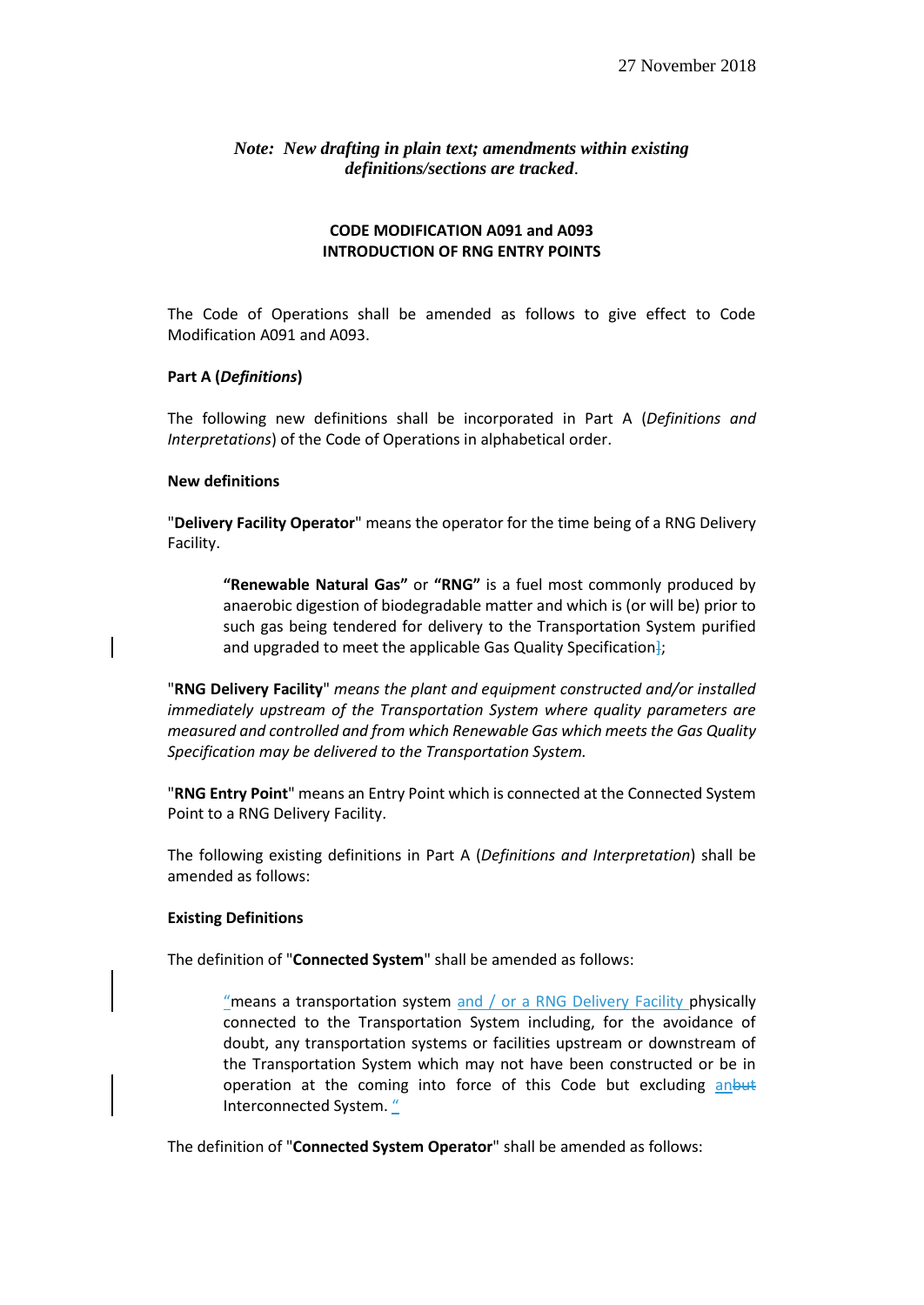27 November 2018

*Note: New drafting in plain text; amendments within existing definitions/sections are tracked.*

**CODE MODIFICATION A091 and A093**
**INTRODUCTION OF RNG ENTRY POINTS**

The Code of Operations shall be amended as follows to give effect to Code Modification A091 and A093.

**Part A (*Definitions*)**

The following new definitions shall be incorporated in Part A (*Definitions and Interpretations*) of the Code of Operations in alphabetical order.

**New definitions**

"**Delivery Facility Operator**" means the operator for the time being of a RNG Delivery Facility.

> **"Renewable Natural Gas"** or **"RNG"** is a fuel most commonly produced by anaerobic digestion of biodegradable matter and which is (or will be) prior to such gas being tendered for delivery to the Transportation System purified and upgraded to meet the applicable Gas Quality Specification];

"**RNG Delivery Facility**" *means the plant and equipment constructed and/or installed immediately upstream of the Transportation System where quality parameters are measured and controlled and from which Renewable Gas which meets the Gas Quality Specification may be delivered to the Transportation System.*

"**RNG Entry Point**" means an Entry Point which is connected at the Connected System Point to a RNG Delivery Facility.

The following existing definitions in Part A (*Definitions and Interpretation*) shall be amended as follows:

**Existing Definitions**

The definition of "**Connected System**" shall be amended as follows:

> "means a transportation system and / or a RNG Delivery Facility physically connected to the Transportation System including, for the avoidance of doubt, any transportation systems or facilities upstream or downstream of the Transportation System which may not have been constructed or be in operation at the coming into force of this Code but excluding an~~but~~ Interconnected System. "

The definition of "**Connected System Operator**" shall be amended as follows: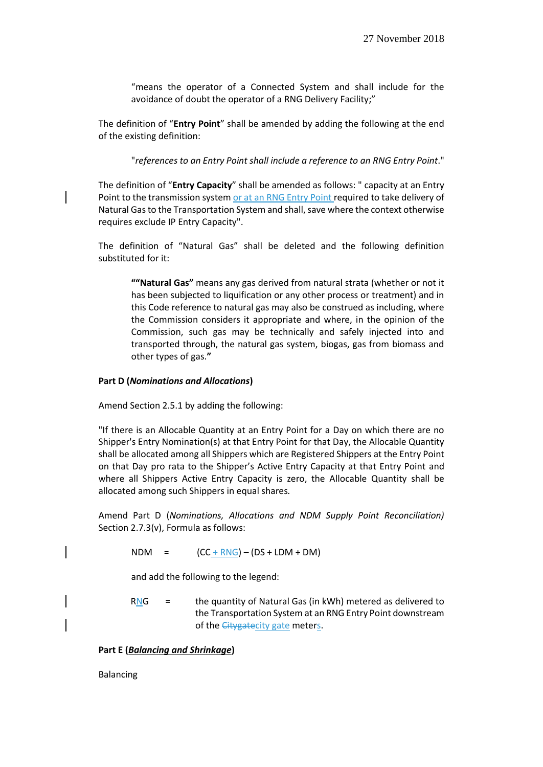"means the operator of a Connected System and shall include for the avoidance of doubt the operator of a RNG Delivery Facility;"

The definition of "**Entry Point**" shall be amended by adding the following at the end of the existing definition:

"*references to an Entry Point shall include a reference to an RNG Entry Point*."

The definition of "**Entry Capacity**" shall be amended as follows: " capacity at an Entry Point to the transmission system or at an RNG Entry Point required to take delivery of Natural Gas to the Transportation System and shall, save where the context otherwise requires exclude IP Entry Capacity".

The definition of "Natural Gas" shall be deleted and the following definition substituted for it:

> **""Natural Gas"** means any gas derived from natural strata (whether or not it has been subjected to liquification or any other process or treatment) and in this Code reference to natural gas may also be construed as including, where the Commission considers it appropriate and where, in the opinion of the Commission, such gas may be technically and safely injected into and transported through, the natural gas system, biogas, gas from biomass and other types of gas.**"**

**Part D (*Nominations and Allocations*)**

Amend Section 2.5.1 by adding the following:

"If there is an Allocable Quantity at an Entry Point for a Day on which there are no Shipper's Entry Nomination(s) at that Entry Point for that Day, the Allocable Quantity shall be allocated among all Shippers which are Registered Shippers at the Entry Point on that Day pro rata to the Shipper's Active Entry Capacity at that Entry Point and where all Shippers Active Entry Capacity is zero, the Allocable Quantity shall be allocated among such Shippers in equal shares.

Amend Part D (*Nominations, Allocations and NDM Supply Point Reconciliation)* Section 2.7.3(v), Formula as follows:

$$NDM = (CC + RNG) - (DS + LDM + DM)$$

and add the following to the legend:

RNG = the quantity of Natural Gas (in kWh) metered as delivered to the Transportation System at an RNG Entry Point downstream of the ~~Citygate~~city gate meters.

**Part E (*Balancing and Shrinkage*)**

Balancing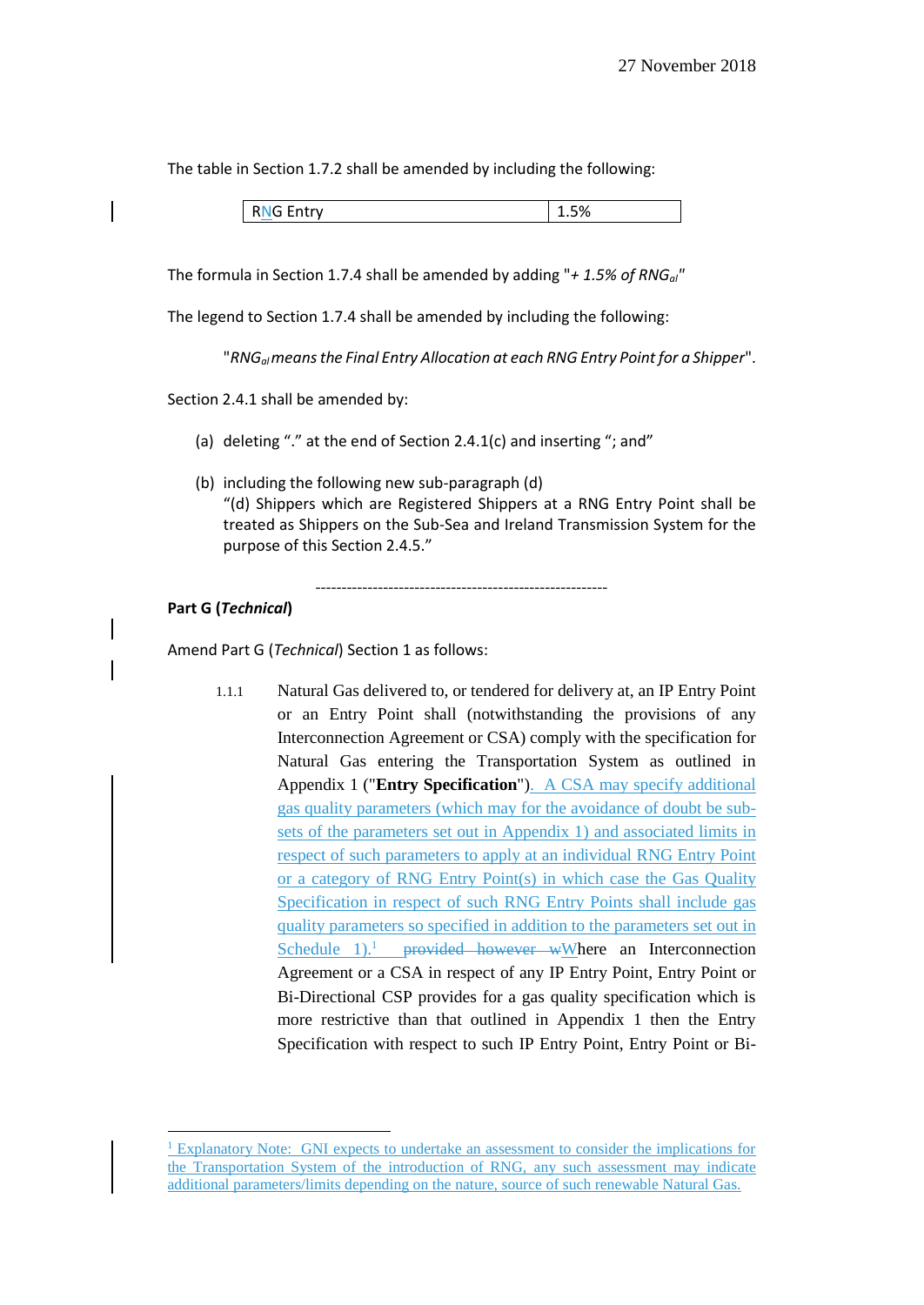The table in Section 1.7.2 shall be amended by including the following:

| RNG Entry | 1.5% |
|---|---|

The formula in Section 1.7.4 shall be amended by adding "*+ 1.5% of* $RNG_{ai}$"

The legend to Section 1.7.4 shall be amended by including the following:

"$RNG_{ai}$ *means the Final Entry Allocation at each RNG Entry Point for a Shipper*".

Section 2.4.1 shall be amended by:

(a) deleting "." at the end of Section 2.4.1(c) and inserting "; and"

(b) including the following new sub-paragraph (d)
"(d) Shippers which are Registered Shippers at a RNG Entry Point shall be treated as Shippers on the Sub-Sea and Ireland Transmission System for the purpose of this Section 2.4.5."

--------------------------------------------------------

**Part G (*Technical*)**

Amend Part G (*Technical*) Section 1 as follows:

1.1.1 Natural Gas delivered to, or tendered for delivery at, an IP Entry Point or an Entry Point shall (notwithstanding the provisions of any Interconnection Agreement or CSA) comply with the specification for Natural Gas entering the Transportation System as outlined in Appendix 1 ("**Entry Specification**"). A CSA may specify additional gas quality parameters (which may for the avoidance of doubt be sub-sets of the parameters set out in Appendix 1) and associated limits in respect of such parameters to apply at an individual RNG Entry Point or a category of RNG Entry Point(s) in which case the Gas Quality Specification in respect of such RNG Entry Points shall include gas quality parameters so specified in addition to the parameters set out in Schedule 1).[1] ~~provided however w~~Where an Interconnection Agreement or a CSA in respect of any IP Entry Point, Entry Point or Bi-Directional CSP provides for a gas quality specification which is more restrictive than that outlined in Appendix 1 then the Entry Specification with respect to such IP Entry Point, Entry Point or Bi-

[1] Explanatory Note: GNI expects to undertake an assessment to consider the implications for the Transportation System of the introduction of RNG, any such assessment may indicate additional parameters/limits depending on the nature, source of such renewable Natural Gas.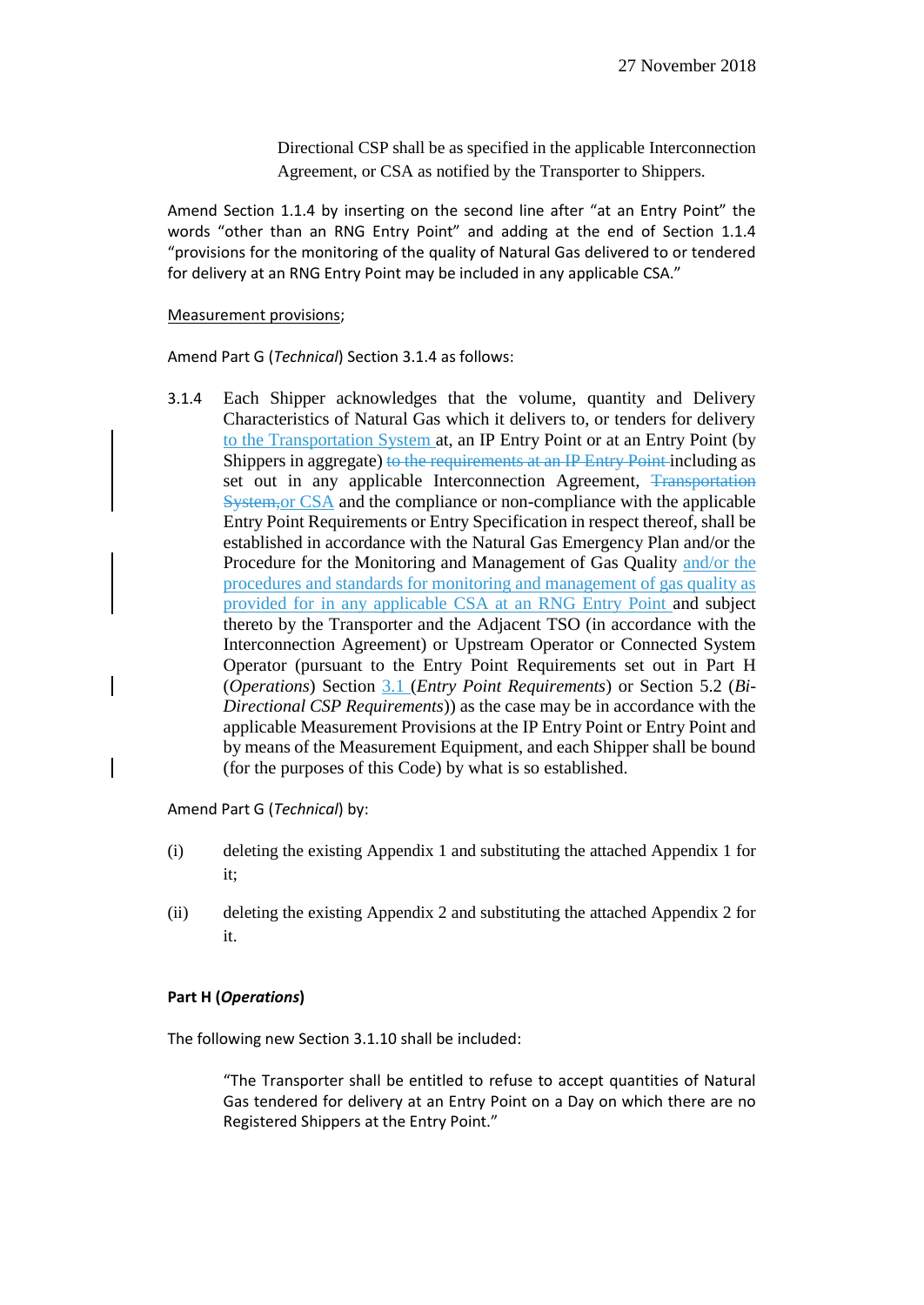Directional CSP shall be as specified in the applicable Interconnection Agreement, or CSA as notified by the Transporter to Shippers.

Amend Section 1.1.4 by inserting on the second line after "at an Entry Point" the words "other than an RNG Entry Point" and adding at the end of Section 1.1.4 "provisions for the monitoring of the quality of Natural Gas delivered to or tendered for delivery at an RNG Entry Point may be included in any applicable CSA."

Measurement provisions;

Amend Part G (*Technical*) Section 3.1.4 as follows:

3.1.4 Each Shipper acknowledges that the volume, quantity and Delivery Characteristics of Natural Gas which it delivers to, or tenders for delivery to the Transportation System at, an IP Entry Point or at an Entry Point (by Shippers in aggregate) ~~to the requirements at an IP Entry Point~~ including as set out in any applicable Interconnection Agreement, ~~Transportation System,~~or CSA and the compliance or non-compliance with the applicable Entry Point Requirements or Entry Specification in respect thereof, shall be established in accordance with the Natural Gas Emergency Plan and/or the Procedure for the Monitoring and Management of Gas Quality and/or the procedures and standards for monitoring and management of gas quality as provided for in any applicable CSA at an RNG Entry Point and subject thereto by the Transporter and the Adjacent TSO (in accordance with the Interconnection Agreement) or Upstream Operator or Connected System Operator (pursuant to the Entry Point Requirements set out in Part H (*Operations*) Section 3.1 (*Entry Point Requirements*) or Section 5.2 (*Bi-Directional CSP Requirements*)) as the case may be in accordance with the applicable Measurement Provisions at the IP Entry Point or Entry Point and by means of the Measurement Equipment, and each Shipper shall be bound (for the purposes of this Code) by what is so established.

Amend Part G (*Technical*) by:

(i) deleting the existing Appendix 1 and substituting the attached Appendix 1 for it;

(ii) deleting the existing Appendix 2 and substituting the attached Appendix 2 for it.

**Part H (*Operations*)**

The following new Section 3.1.10 shall be included:

> "The Transporter shall be entitled to refuse to accept quantities of Natural Gas tendered for delivery at an Entry Point on a Day on which there are no Registered Shippers at the Entry Point."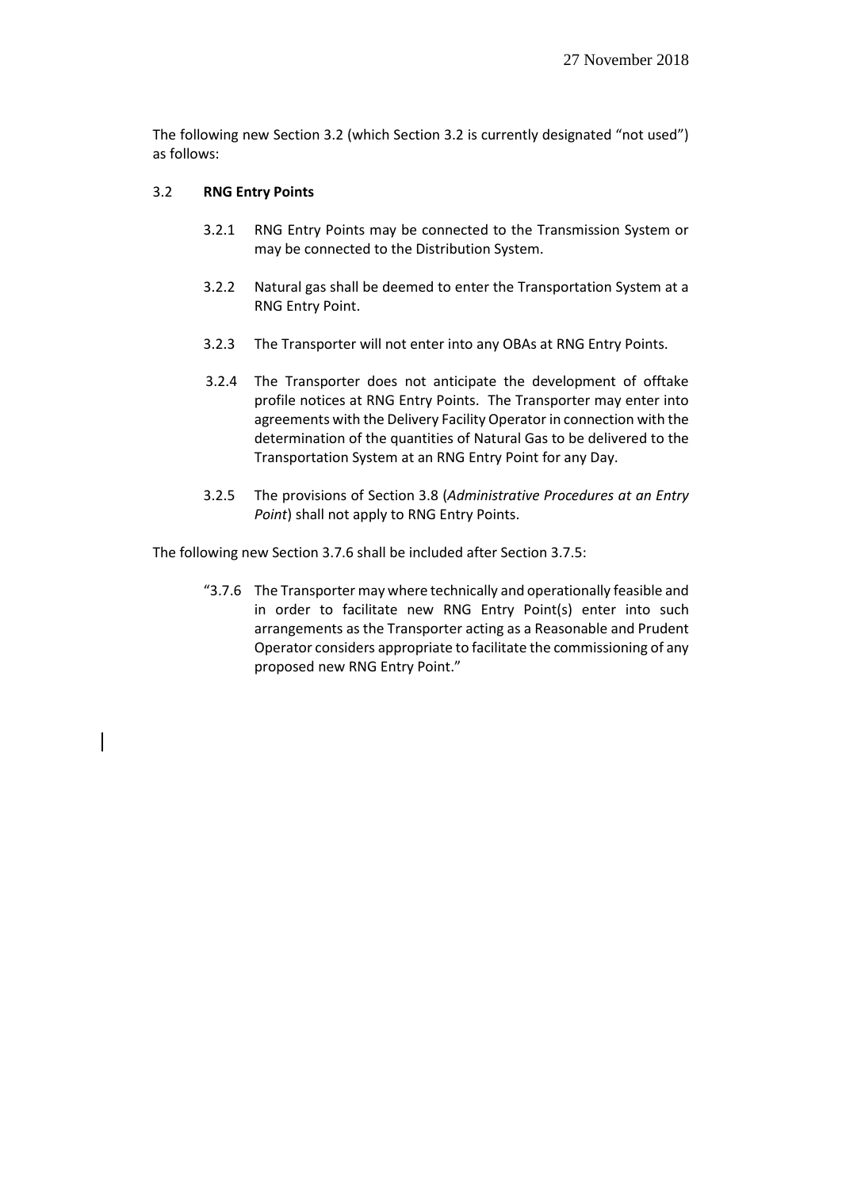The following new Section 3.2 (which Section 3.2 is currently designated "not used") as follows:

3.2 **RNG Entry Points**

3.2.1 RNG Entry Points may be connected to the Transmission System or may be connected to the Distribution System.

3.2.2 Natural gas shall be deemed to enter the Transportation System at a RNG Entry Point.

3.2.3 The Transporter will not enter into any OBAs at RNG Entry Points.

3.2.4 The Transporter does not anticipate the development of offtake profile notices at RNG Entry Points. The Transporter may enter into agreements with the Delivery Facility Operator in connection with the determination of the quantities of Natural Gas to be delivered to the Transportation System at an RNG Entry Point for any Day.

3.2.5 The provisions of Section 3.8 (*Administrative Procedures at an Entry Point*) shall not apply to RNG Entry Points.

The following new Section 3.7.6 shall be included after Section 3.7.5:

"3.7.6 The Transporter may where technically and operationally feasible and in order to facilitate new RNG Entry Point(s) enter into such arrangements as the Transporter acting as a Reasonable and Prudent Operator considers appropriate to facilitate the commissioning of any proposed new RNG Entry Point."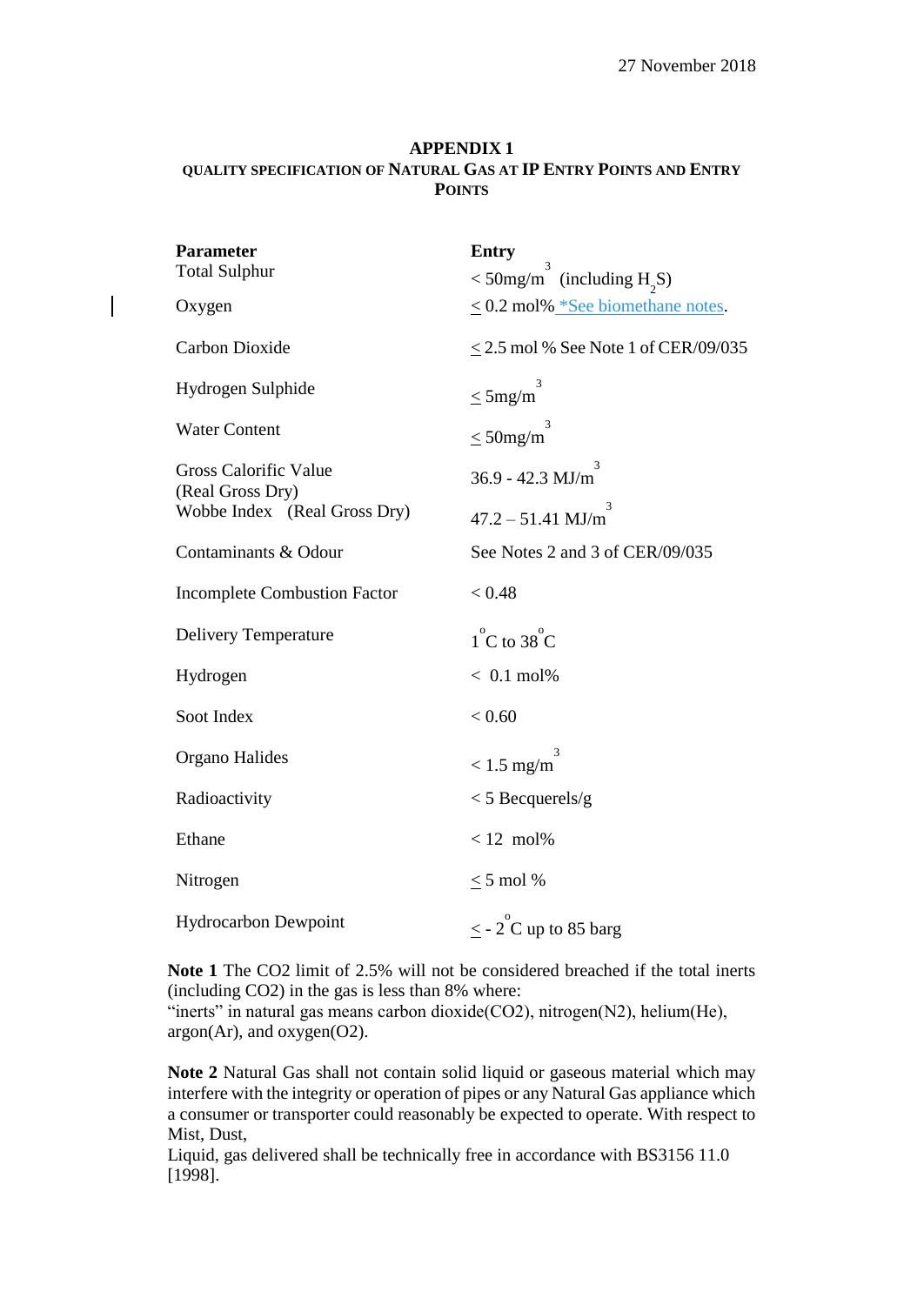27 November 2018

## APPENDIX 1

### QUALITY SPECIFICATION OF NATURAL GAS AT IP ENTRY POINTS AND ENTRY POINTS

| Parameter | Entry |
| --- | --- |
| Total Sulphur | $< 50mg/m^3$ (including $H_2S$) |
| Oxygen | $\leq$ 0.2 mol% *See biomethane notes. |
| Carbon Dioxide | $\leq$ 2.5 mol % See Note 1 of CER/09/035 |
| Hydrogen Sulphide | $\leq 5mg/m^3$ |
| Water Content | $\leq 50mg/m^3$ |
| Gross Calorific Value (Real Gross Dry) | 36.9 - 42.3 $MJ/m^3$ |
| Wobbe Index (Real Gross Dry) | 47.2 – 51.41 $MJ/m^3$ |
| Contaminants & Odour | See Notes 2 and 3 of CER/09/035 |
| Incomplete Combustion Factor | < 0.48 |
| Delivery Temperature | $1^oC$ to $38^oC$ |
| Hydrogen | < 0.1 mol% |
| Soot Index | < 0.60 |
| Organo Halides | $< 1.5 mg/m^3$ |
| Radioactivity | < 5 Becquerels/g |
| Ethane | < 12 mol% |
| Nitrogen | $\leq$ 5 mol % |
| Hydrocarbon Dewpoint | $\leq - 2^oC$ up to 85 barg |

**Note 1** The CO2 limit of 2.5% will not be considered breached if the total inerts (including CO2) in the gas is less than 8% where:
"inerts" in natural gas means carbon dioxide(CO2), nitrogen(N2), helium(He), argon(Ar), and oxygen(O2).

**Note 2** Natural Gas shall not contain solid liquid or gaseous material which may interfere with the integrity or operation of pipes or any Natural Gas appliance which a consumer or transporter could reasonably be expected to operate. With respect to Mist, Dust,
Liquid, gas delivered shall be technically free in accordance with BS3156 11.0 [1998].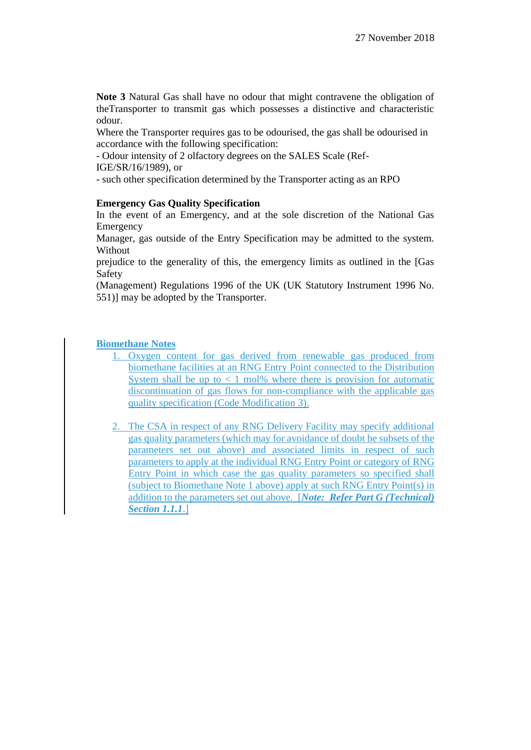**Note 3** Natural Gas shall have no odour that might contravene the obligation of theTransporter to transmit gas which possesses a distinctive and characteristic odour.

Where the Transporter requires gas to be odourised, the gas shall be odourised in accordance with the following specification:

- Odour intensity of 2 olfactory degrees on the SALES Scale (Ref-IGE/SR/16/1989), or
- such other specification determined by the Transporter acting as an RPO

**Emergency Gas Quality Specification**

In the event of an Emergency, and at the sole discretion of the National Gas Emergency Manager, gas outside of the Entry Specification may be admitted to the system. Without prejudice to the generality of this, the emergency limits as outlined in the [Gas Safety (Management) Regulations 1996 of the UK (UK Statutory Instrument 1996 No. 551)] may be adopted by the Transporter.

**Biomethane Notes**

1. Oxygen content for gas derived from renewable gas produced from biomethane facilities at an RNG Entry Point connected to the Distribution System shall be up to < 1 mol% where there is provision for automatic discontinuation of gas flows for non-compliance with the applicable gas quality specification (Code Modification 3).

2. The CSA in respect of any RNG Delivery Facility may specify additional gas quality parameters (which may for avoidance of doubt be subsets of the parameters set out above) and associated limits in respect of such parameters to apply at the individual RNG Entry Point or category of RNG Entry Point in which case the gas quality parameters so specified shall (subject to Biomethane Note 1 above) apply at such RNG Entry Point(s) in addition to the parameters set out above. [***Note: Refer Part G (Technical) Section 1.1.1***.]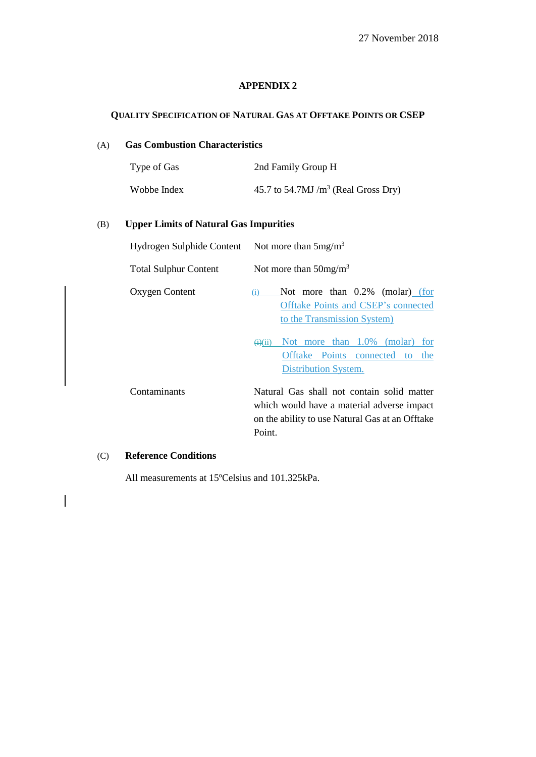27 November 2018

# APPENDIX 2

## QUALITY SPECIFICATION OF NATURAL GAS AT OFFTAKE POINTS OR CSEP

### (A) Gas Combustion Characteristics

| | |
|---|---|
| Type of Gas | 2nd Family Group H |
| Wobbe Index | 45.7 to 54.7MJ /$m^3$ (Real Gross Dry) |

### (B) Upper Limits of Natural Gas Impurities

| | |
|---|---|
| Hydrogen Sulphide Content | Not more than 5mg/$m^3$ |
| Total Sulphur Content | Not more than 50mg/$m^3$ |
| Oxygen Content | (i) Not more than 0.2% (molar) (for Offtake Points and CSEP's connected to the Transmission System)<br><br>~~(i)~~(ii) Not more than 1.0% (molar) for Offtake Points connected to the Distribution System. |
| Contaminants | Natural Gas shall not contain solid matter which would have a material adverse impact on the ability to use Natural Gas at an Offtake Point. |

### (C) Reference Conditions

All measurements at 15ºCelsius and 101.325kPa.